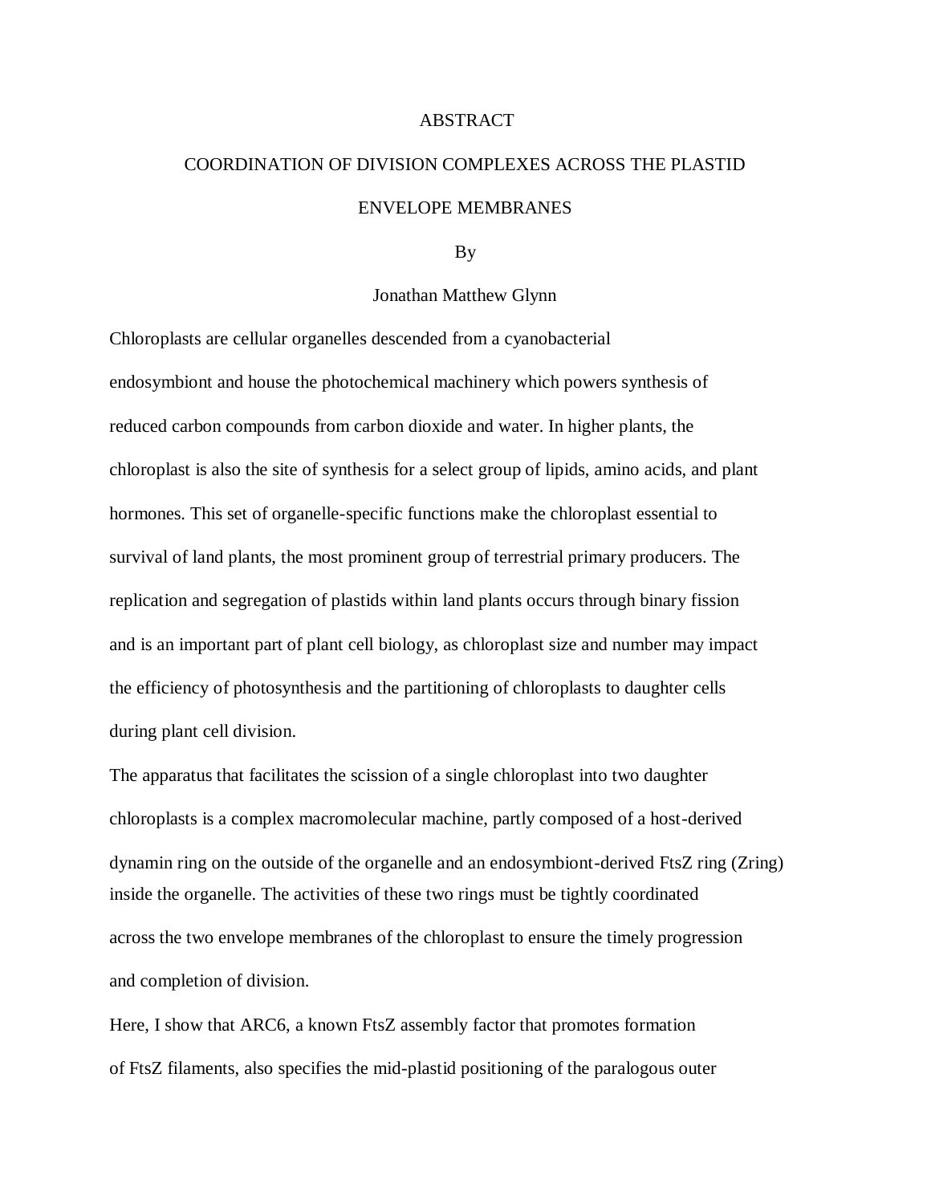# ABSTRACT

## COORDINATION OF DIVISION COMPLEXES ACROSS THE PLASTID ENVELOPE MEMBRANES

By

Jonathan Matthew Glynn

Chloroplasts are cellular organelles descended from a cyanobacterial endosymbiont and house the photochemical machinery which powers synthesis of reduced carbon compounds from carbon dioxide and water. In higher plants, the chloroplast is also the site of synthesis for a select group of lipids, amino acids, and plant hormones. This set of organelle-specific functions make the chloroplast essential to survival of land plants, the most prominent group of terrestrial primary producers. The replication and segregation of plastids within land plants occurs through binary fission and is an important part of plant cell biology, as chloroplast size and number may impact the efficiency of photosynthesis and the partitioning of chloroplasts to daughter cells during plant cell division.

The apparatus that facilitates the scission of a single chloroplast into two daughter chloroplasts is a complex macromolecular machine, partly composed of a host-derived dynamin ring on the outside of the organelle and an endosymbiont-derived FtsZ ring (Zring) inside the organelle. The activities of these two rings must be tightly coordinated across the two envelope membranes of the chloroplast to ensure the timely progression and completion of division.

Here, I show that ARC6, a known FtsZ assembly factor that promotes formation of FtsZ filaments, also specifies the mid-plastid positioning of the paralogous outer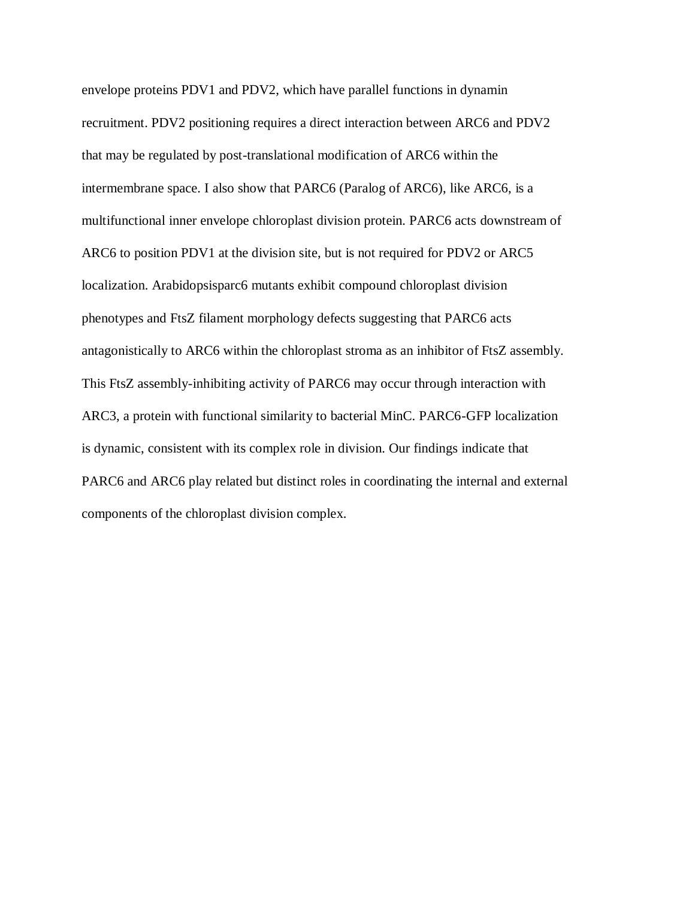envelope proteins PDV1 and PDV2, which have parallel functions in dynamin recruitment. PDV2 positioning requires a direct interaction between ARC6 and PDV2 that may be regulated by post-translational modification of ARC6 within the intermembrane space. I also show that PARC6 (Paralog of ARC6), like ARC6, is a multifunctional inner envelope chloroplast division protein. PARC6 acts downstream of ARC6 to position PDV1 at the division site, but is not required for PDV2 or ARC5 localization. Arabidopsisparc6 mutants exhibit compound chloroplast division phenotypes and FtsZ filament morphology defects suggesting that PARC6 acts antagonistically to ARC6 within the chloroplast stroma as an inhibitor of FtsZ assembly. This FtsZ assembly-inhibiting activity of PARC6 may occur through interaction with ARC3, a protein with functional similarity to bacterial MinC. PARC6-GFP localization is dynamic, consistent with its complex role in division. Our findings indicate that PARC6 and ARC6 play related but distinct roles in coordinating the internal and external components of the chloroplast division complex.